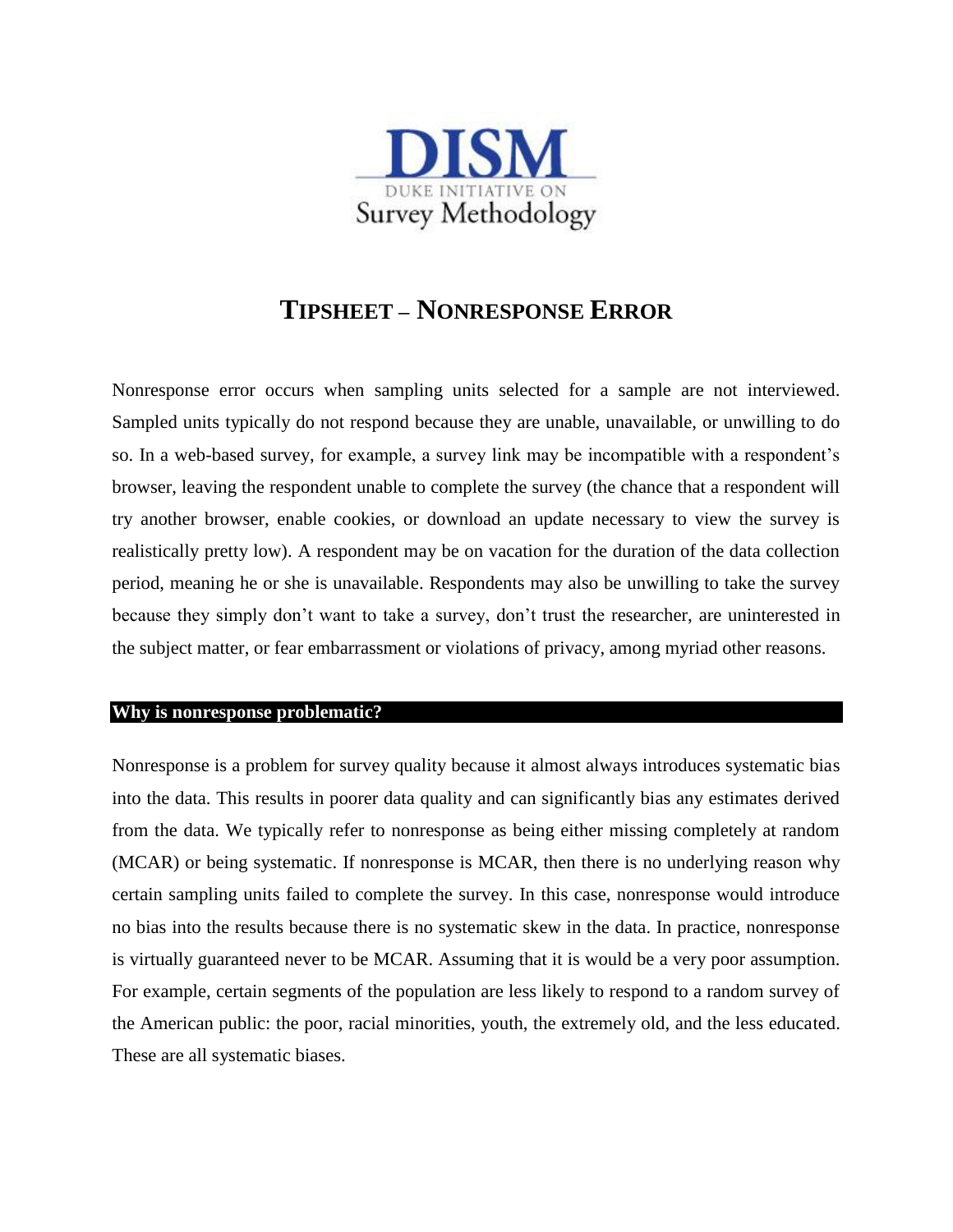DISM

DUKE INITIATIVE ON

Survey Methodology

# TIPSHEET – NONRESPONSE ERROR

Nonresponse error occurs when sampling units selected for a sample are not interviewed. Sampled units typically do not respond because they are unable, unavailable, or unwilling to do so. In a web-based survey, for example, a survey link may be incompatible with a respondent's browser, leaving the respondent unable to complete the survey (the chance that a respondent will try another browser, enable cookies, or download an update necessary to view the survey is realistically pretty low). A respondent may be on vacation for the duration of the data collection period, meaning he or she is unavailable. Respondents may also be unwilling to take the survey because they simply don't want to take a survey, don't trust the researcher, are uninterested in the subject matter, or fear embarrassment or violations of privacy, among myriad other reasons.

## Why is nonresponse problematic?

Nonresponse is a problem for survey quality because it almost always introduces systematic bias into the data. This results in poorer data quality and can significantly bias any estimates derived from the data. We typically refer to nonresponse as being either missing completely at random (MCAR) or being systematic. If nonresponse is MCAR, then there is no underlying reason why certain sampling units failed to complete the survey. In this case, nonresponse would introduce no bias into the results because there is no systematic skew in the data. In practice, nonresponse is virtually guaranteed never to be MCAR. Assuming that it is would be a very poor assumption. For example, certain segments of the population are less likely to respond to a random survey of the American public: the poor, racial minorities, youth, the extremely old, and the less educated. These are all systematic biases.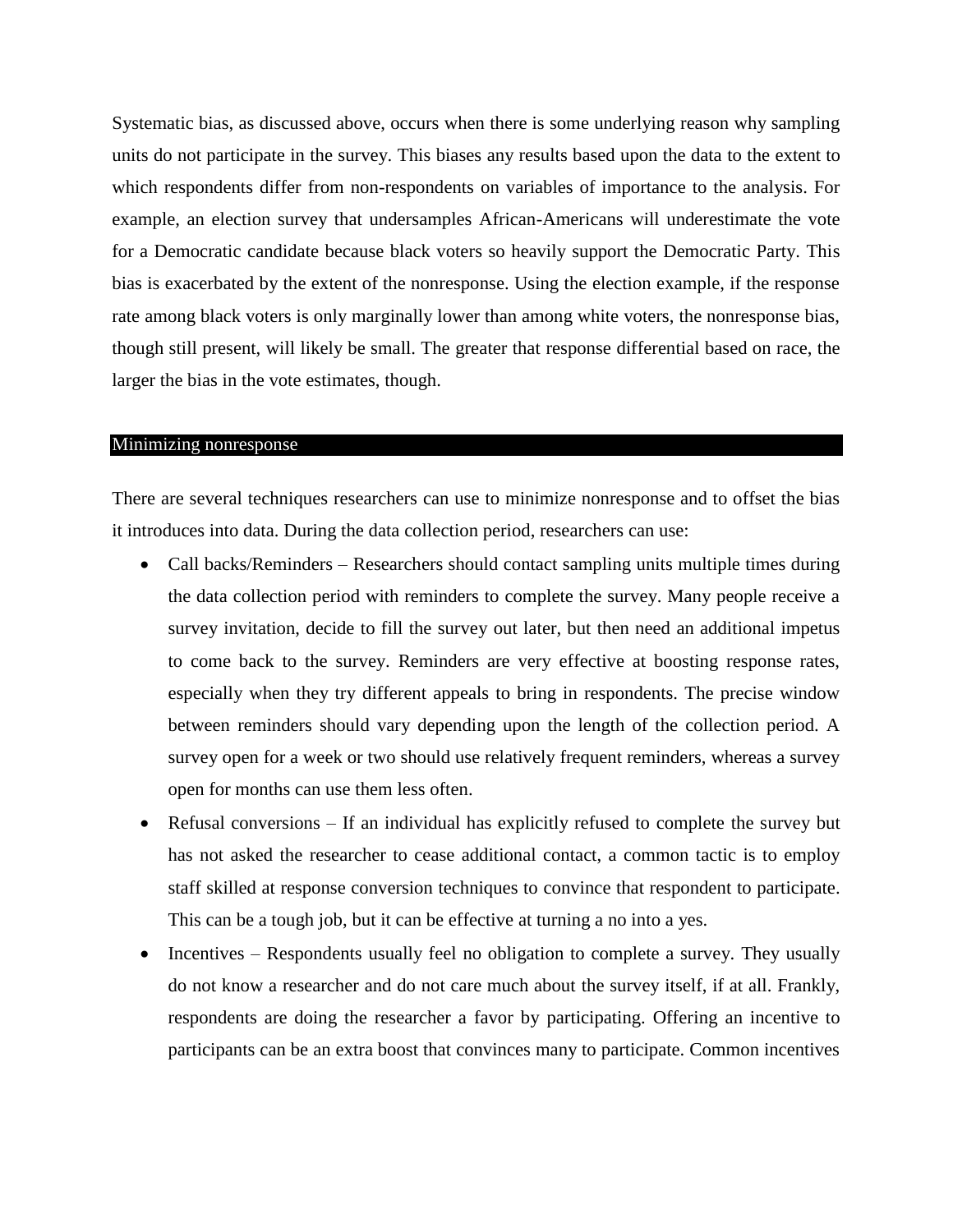Systematic bias, as discussed above, occurs when there is some underlying reason why sampling units do not participate in the survey. This biases any results based upon the data to the extent to which respondents differ from non-respondents on variables of importance to the analysis. For example, an election survey that undersamples African-Americans will underestimate the vote for a Democratic candidate because black voters so heavily support the Democratic Party. This bias is exacerbated by the extent of the nonresponse. Using the election example, if the response rate among black voters is only marginally lower than among white voters, the nonresponse bias, though still present, will likely be small. The greater that response differential based on race, the larger the bias in the vote estimates, though.

## Minimizing nonresponse

There are several techniques researchers can use to minimize nonresponse and to offset the bias it introduces into data. During the data collection period, researchers can use:

- Call backs/Reminders – Researchers should contact sampling units multiple times during the data collection period with reminders to complete the survey. Many people receive a survey invitation, decide to fill the survey out later, but then need an additional impetus to come back to the survey. Reminders are very effective at boosting response rates, especially when they try different appeals to bring in respondents. The precise window between reminders should vary depending upon the length of the collection period. A survey open for a week or two should use relatively frequent reminders, whereas a survey open for months can use them less often.
- Refusal conversions – If an individual has explicitly refused to complete the survey but has not asked the researcher to cease additional contact, a common tactic is to employ staff skilled at response conversion techniques to convince that respondent to participate. This can be a tough job, but it can be effective at turning a no into a yes.
- Incentives – Respondents usually feel no obligation to complete a survey. They usually do not know a researcher and do not care much about the survey itself, if at all. Frankly, respondents are doing the researcher a favor by participating. Offering an incentive to participants can be an extra boost that convinces many to participate. Common incentives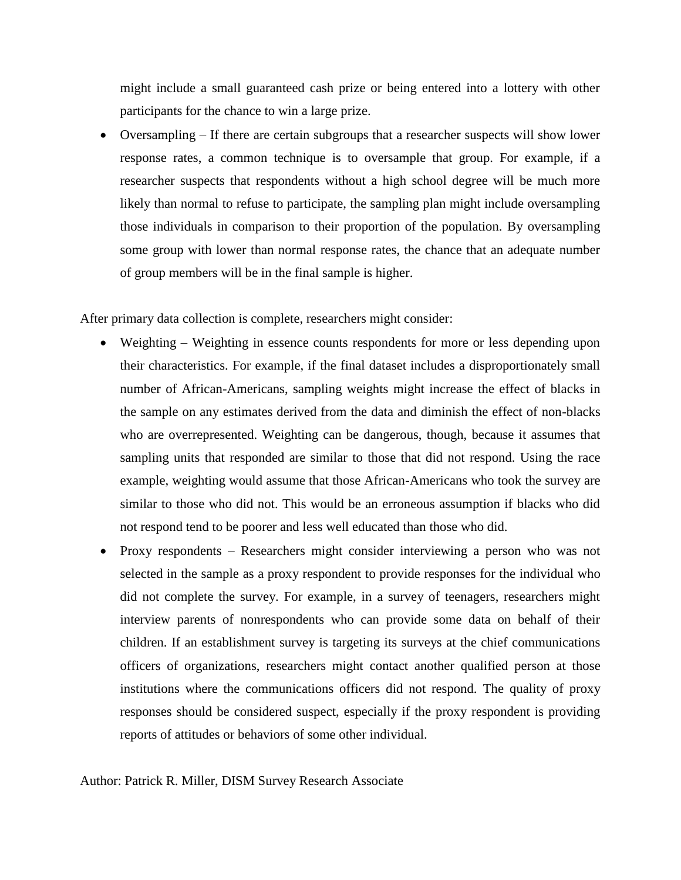might include a small guaranteed cash prize or being entered into a lottery with other participants for the chance to win a large prize.

- Oversampling – If there are certain subgroups that a researcher suspects will show lower response rates, a common technique is to oversample that group. For example, if a researcher suspects that respondents without a high school degree will be much more likely than normal to refuse to participate, the sampling plan might include oversampling those individuals in comparison to their proportion of the population. By oversampling some group with lower than normal response rates, the chance that an adequate number of group members will be in the final sample is higher.

After primary data collection is complete, researchers might consider:

- Weighting – Weighting in essence counts respondents for more or less depending upon their characteristics. For example, if the final dataset includes a disproportionately small number of African-Americans, sampling weights might increase the effect of blacks in the sample on any estimates derived from the data and diminish the effect of non-blacks who are overrepresented. Weighting can be dangerous, though, because it assumes that sampling units that responded are similar to those that did not respond. Using the race example, weighting would assume that those African-Americans who took the survey are similar to those who did not. This would be an erroneous assumption if blacks who did not respond tend to be poorer and less well educated than those who did.
- Proxy respondents – Researchers might consider interviewing a person who was not selected in the sample as a proxy respondent to provide responses for the individual who did not complete the survey. For example, in a survey of teenagers, researchers might interview parents of nonrespondents who can provide some data on behalf of their children. If an establishment survey is targeting its surveys at the chief communications officers of organizations, researchers might contact another qualified person at those institutions where the communications officers did not respond. The quality of proxy responses should be considered suspect, especially if the proxy respondent is providing reports of attitudes or behaviors of some other individual.

Author: Patrick R. Miller, DISM Survey Research Associate